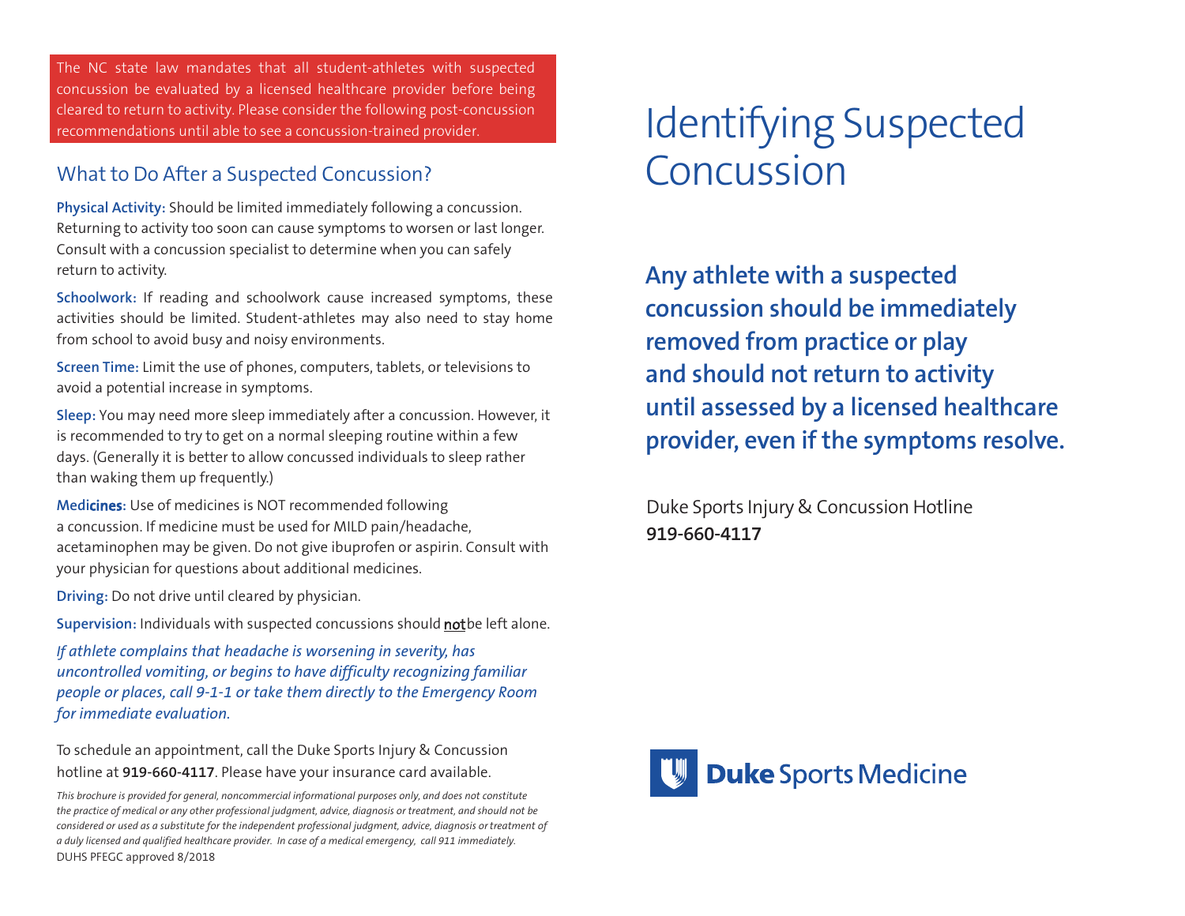The NC state law mandates that all student-athletes with suspected concussion be evaluated by a licensed healthcare provider before being cleared to return to activity. Please consider the following post-concussion recommendations until able to see a concussion-trained provider.

## What to Do After a Suspected Concussion?

**Physical Activity:** Should be limited immediately following a concussion. Returning to activity too soon can cause symptoms to worsen or last longer. Consult with a concussion specialist to determine when you can safely return to activity.

**Schoolwork:** If reading and schoolwork cause increased symptoms, these activities should be limited. Student-athletes may also need to stay home from school to avoid busy and noisy environments.

**Screen Time:** Limit the use of phones, computers, tablets, or televisions to avoid a potential increase in symptoms.

**Sleep:** You may need more sleep immediately after a concussion. However, it is recommended to try to get on a normal sleeping routine within a few days. (Generally it is better to allow concussed individuals to sleep rather than waking them up frequently.)

**Medicines:** Use of medicines is NOT recommended following a concussion. If medicine must be used for MILD pain/headache, acetaminophen may be given. Do not give ibuprofen or aspirin. Consult with your physician for questions about additional medicines.

**Driving:** Do not drive until cleared by physician.

**Supervision:** Individuals with suspected concussions should <u>not</u> be left alone.

*If athlete complains that headache is worsening in severity, has uncontrolled vomiting, or begins to have difficulty recognizing familiar people or places, call 9-1-1 or take them directly to the Emergency Room for immediate evaluation.*

To schedule an appointment, call the Duke Sports Injury & Concussion hotline at **919-660-4117**. Please have your insurance card available.

*This brochure is provided for general, noncommercial informational purposes only, and does not constitute the practice of medical or any other professional judgment, advice, diagnosis or treatment, and should not be considered or used as a substitute for the independent professional judgment, advice, diagnosis or treatment of a duly licensed and qualified healthcare provider. In case of a medical emergency, call 911 immediately.*

DUHS PFEGC approved 8/2018

# Identifying Suspected Concussion

**Any athlete with a suspected concussion should be immediately removed from practice or play and should not return to activity until assessed by a licensed healthcare provider, even if the symptoms resolve.**

Duke Sports Injury & Concussion Hotline
**919-660-4117**

**Duke** Sports Medicine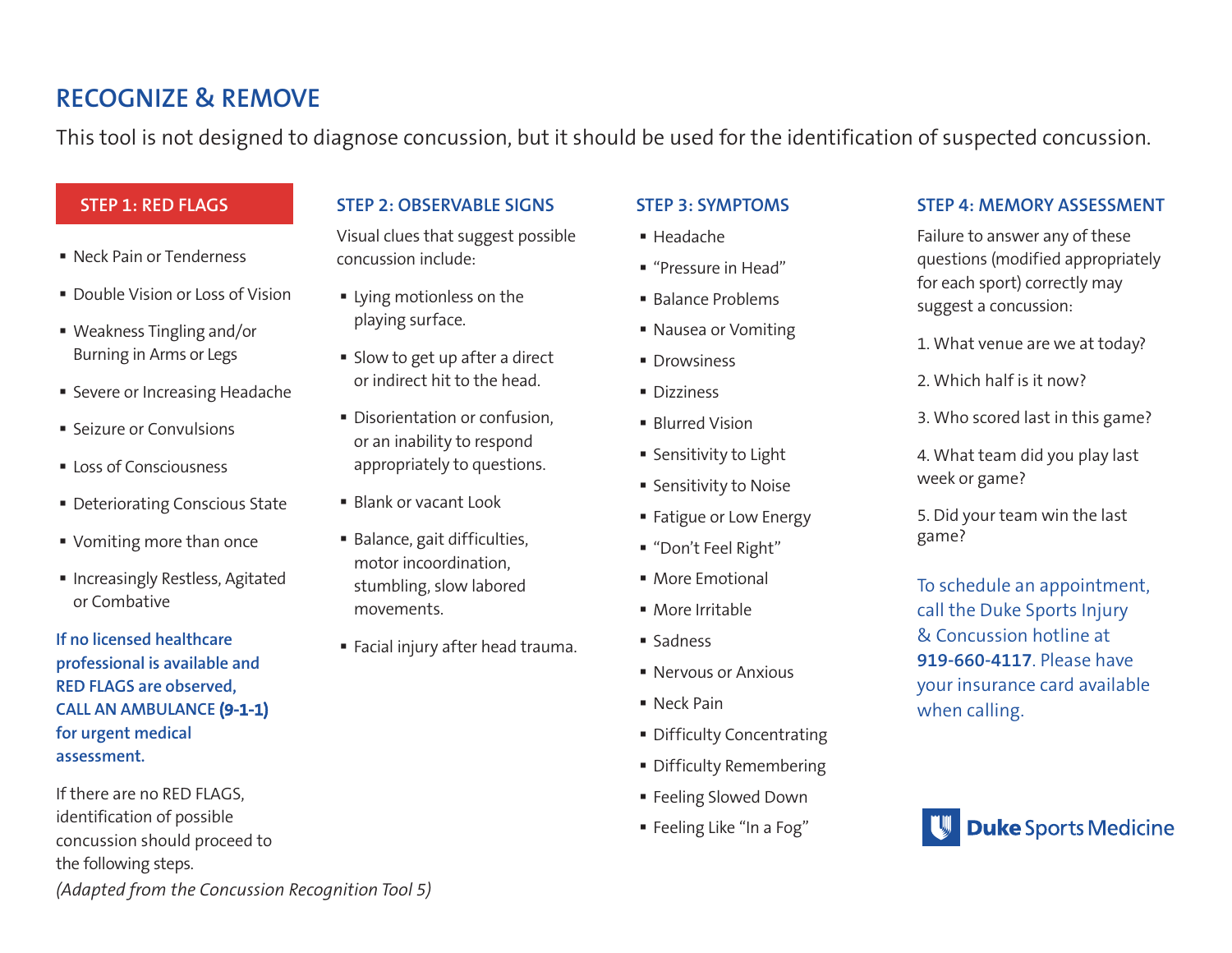## RECOGNIZE & REMOVE

This tool is not designed to diagnose concussion, but it should be used for the identification of suspected concussion.

### STEP 1: RED FLAGS

- Neck Pain or Tenderness
- Double Vision or Loss of Vision
- Weakness Tingling and/or Burning in Arms or Legs
- Severe or Increasing Headache
- Seizure or Convulsions
- Loss of Consciousness
- Deteriorating Conscious State
- Vomiting more than once
- Increasingly Restless, Agitated or Combative

**If no licensed healthcare professional is available and RED FLAGS are observed, CALL AN AMBULANCE (9-1-1) for urgent medical assessment.**

If there are no RED FLAGS, identification of possible concussion should proceed to the following steps.

*(Adapted from the Concussion Recognition Tool 5)*

### STEP 2: OBSERVABLE SIGNS

Visual clues that suggest possible concussion include:

- Lying motionless on the playing surface.
- Slow to get up after a direct or indirect hit to the head.
- Disorientation or confusion, or an inability to respond appropriately to questions.
- Blank or vacant Look
- Balance, gait difficulties, motor incoordination, stumbling, slow labored movements.
- Facial injury after head trauma.

### STEP 3: SYMPTOMS

- Headache
- "Pressure in Head"
- Balance Problems
- Nausea or Vomiting
- Drowsiness
- Dizziness
- Blurred Vision
- Sensitivity to Light
- Sensitivity to Noise
- Fatigue or Low Energy
- "Don't Feel Right"
- More Emotional
- More Irritable
- Sadness
- Nervous or Anxious
- Neck Pain
- Difficulty Concentrating
- Difficulty Remembering
- Feeling Slowed Down
- Feeling Like "In a Fog"

### STEP 4: MEMORY ASSESSMENT

Failure to answer any of these questions (modified appropriately for each sport) correctly may suggest a concussion:

1. What venue are we at today?
2. Which half is it now?
3. Who scored last in this game?
4. What team did you play last week or game?
5. Did your team win the last game?

To schedule an appointment, call the Duke Sports Injury & Concussion hotline at **919-660-4117**. Please have your insurance card available when calling.

Duke Sports Medicine